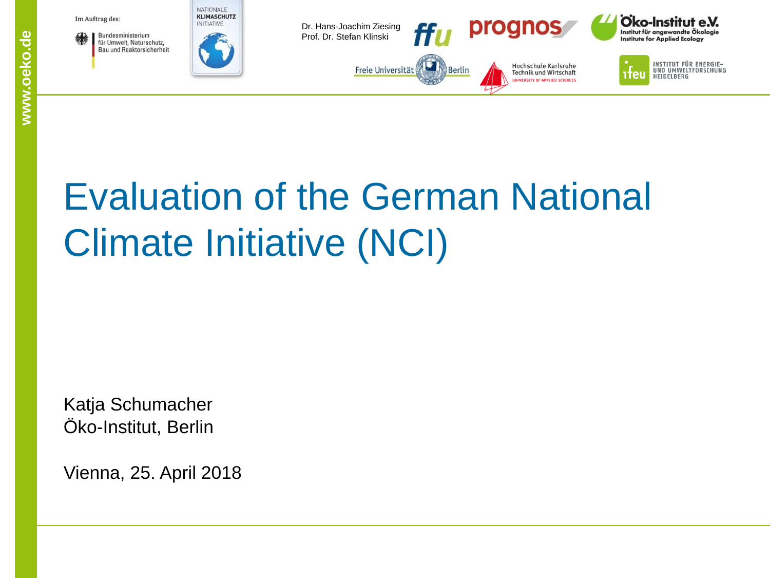Im Auftrag des:

Bundesministerium für Umwelt, Naturschutz, Bau und Reaktorsicherheit

NATIONALE KLIMASCHUTZ INITIATIVE

Dr. Hans-Joachim Ziesing
Prof. Dr. Stefan Klinski

# Evaluation of the German National Climate Initiative (NCI)

Katja Schumacher
Öko-Institut, Berlin

Vienna, 25. April 2018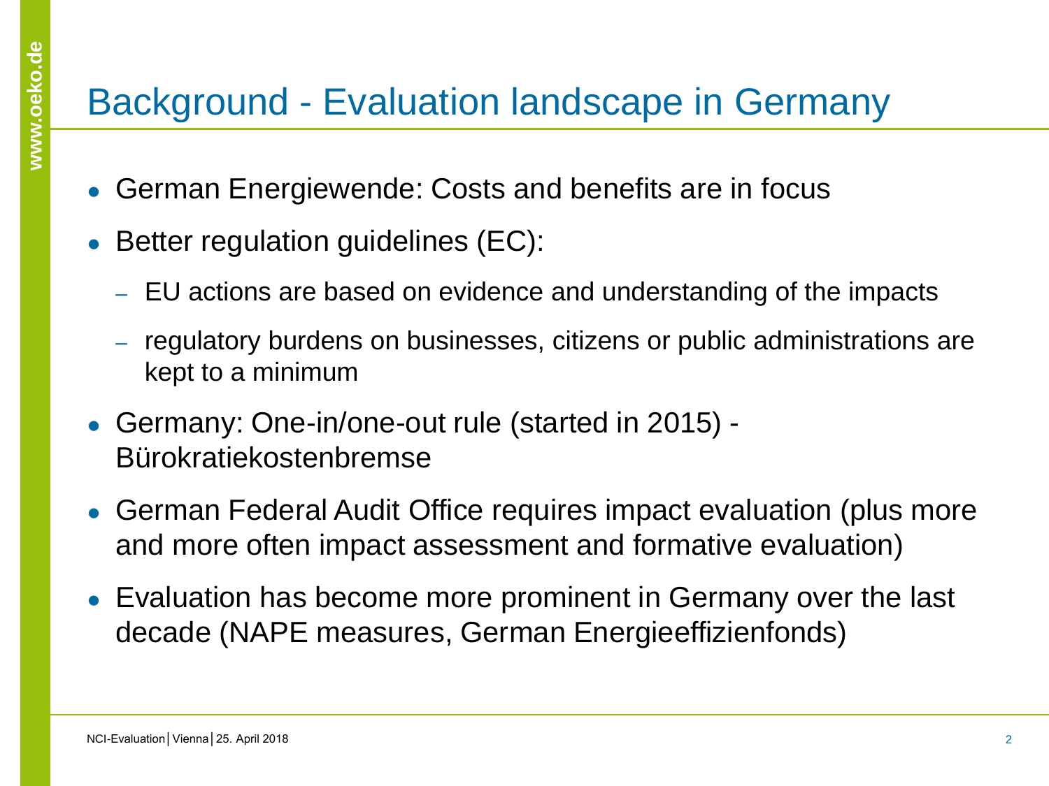# Background - Evaluation landscape in Germany

- German Energiewende: Costs and benefits are in focus
- Better regulation guidelines (EC):
  - EU actions are based on evidence and understanding of the impacts
  - regulatory burdens on businesses, citizens or public administrations are kept to a minimum
- Germany: One-in/one-out rule (started in 2015) - Bürokratiekostenbremse
- German Federal Audit Office requires impact evaluation (plus more and more often impact assessment and formative evaluation)
- Evaluation has become more prominent in Germany over the last decade (NAPE measures, German Energieeffizienfonds)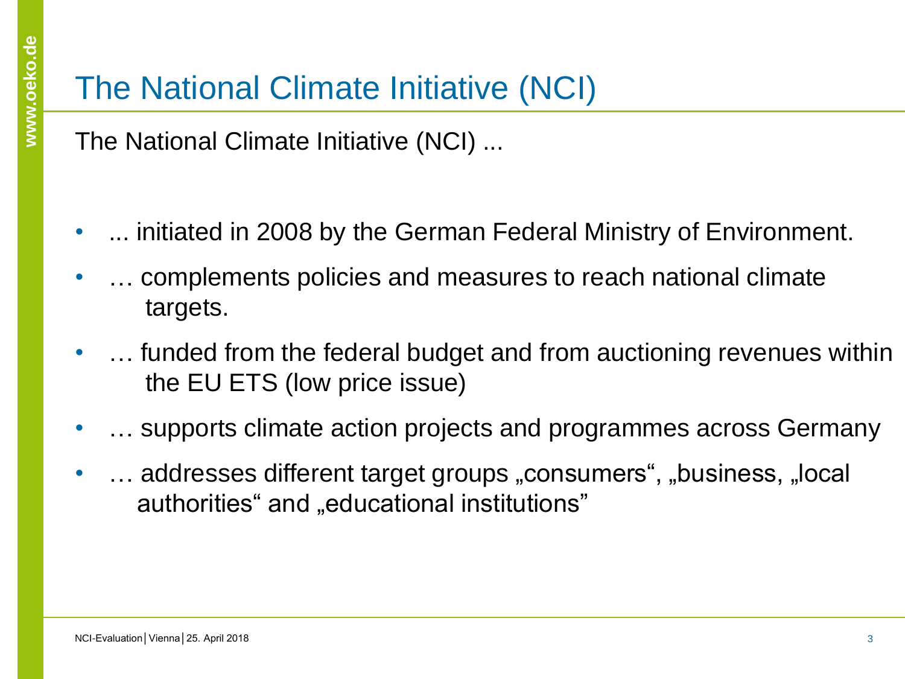# The National Climate Initiative (NCI)

The National Climate Initiative (NCI) ...

- ... initiated in 2008 by the German Federal Ministry of Environment.
- … complements policies and measures to reach national climate targets.
- … funded from the federal budget and from auctioning revenues within the EU ETS (low price issue)
- … supports climate action projects and programmes across Germany
- … addresses different target groups „consumers“, „business, „local authorities“ and „educational institutions”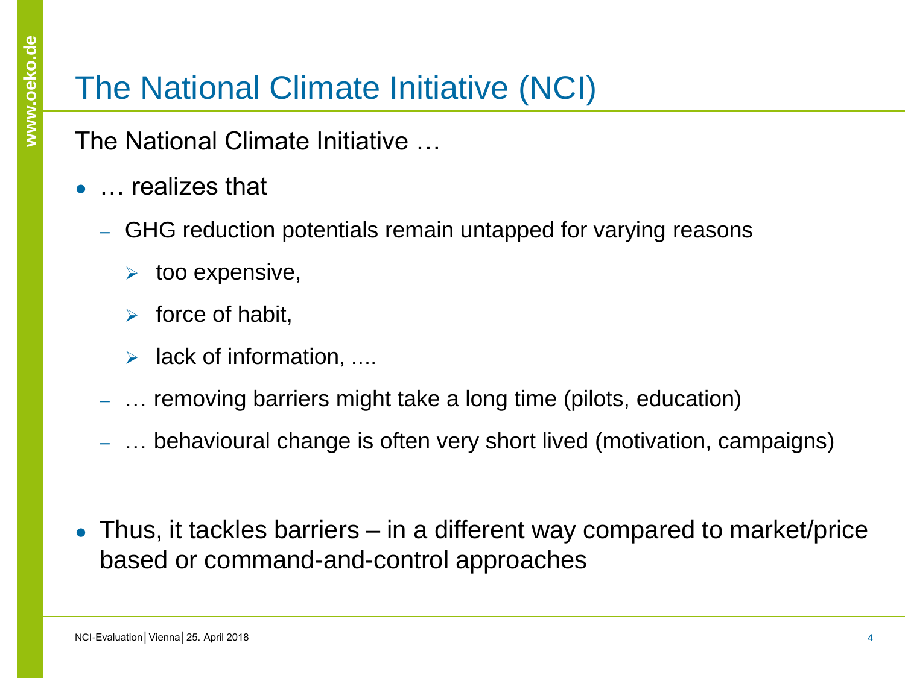# The National Climate Initiative (NCI)

The National Climate Initiative …

- … realizes that
  - GHG reduction potentials remain untapped for varying reasons
    - too expensive,
    - force of habit,
    - lack of information, ….
  - … removing barriers might take a long time (pilots, education)
  - … behavioural change is often very short lived (motivation, campaigns)

- Thus, it tackles barriers – in a different way compared to market/price based or command-and-control approaches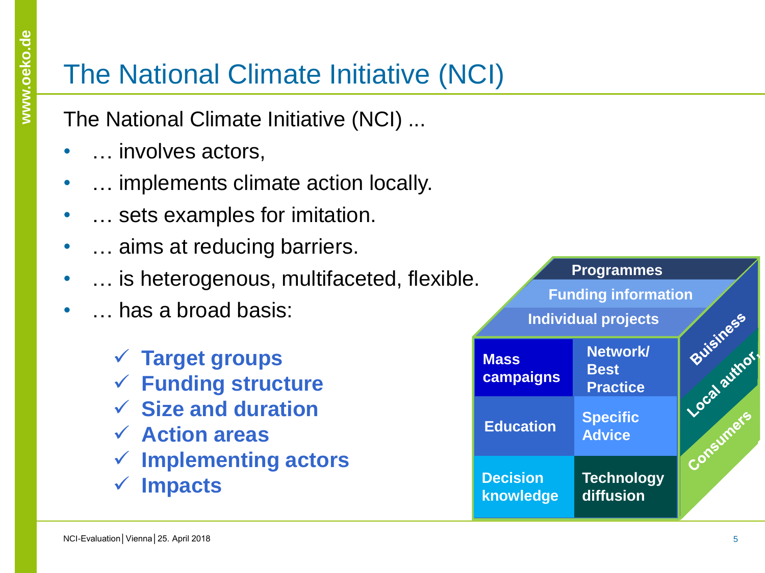# The National Climate Initiative (NCI)

The National Climate Initiative (NCI) ...

- … involves actors,
- … implements climate action locally.
- … sets examples for imitation.
- … aims at reducing barriers.
- … is heterogenous, multifaceted, flexible.
- … has a broad basis:
  - ✓ **Target groups**
  - ✓ **Funding structure**
  - ✓ **Size and duration**
  - ✓ **Action areas**
  - ✓ **Implementing actors**
  - ✓ **Impacts**

Programmes
Funding information
Individual projects

| | |
|---|---|
| Mass campaigns | Network/ Best Practice |
| Education | Specific Advice |
| Decision knowledge | Technology diffusion |

Buisiness
Local author
Consumers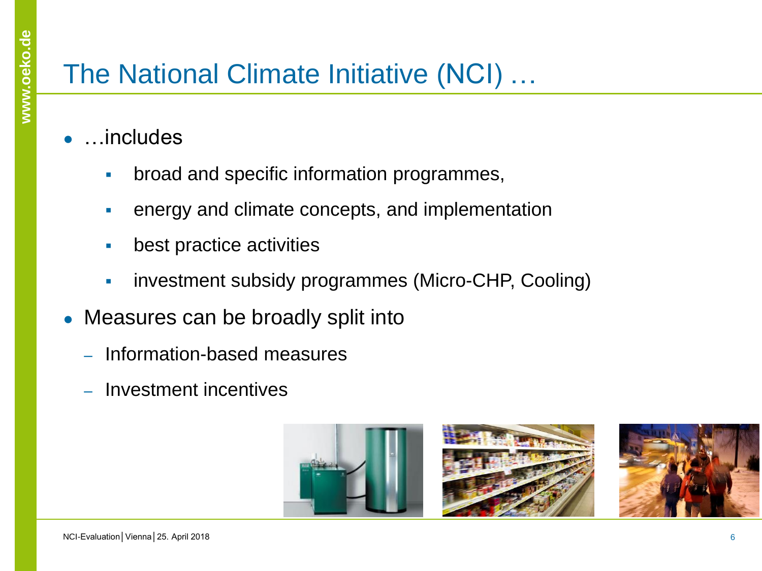# The National Climate Initiative (NCI) …

- …includes
  - broad and specific information programmes,
  - energy and climate concepts, and implementation
  - best practice activities
  - investment subsidy programmes (Micro-CHP, Cooling)
- Measures can be broadly split into
  - Information-based measures
  - Investment incentives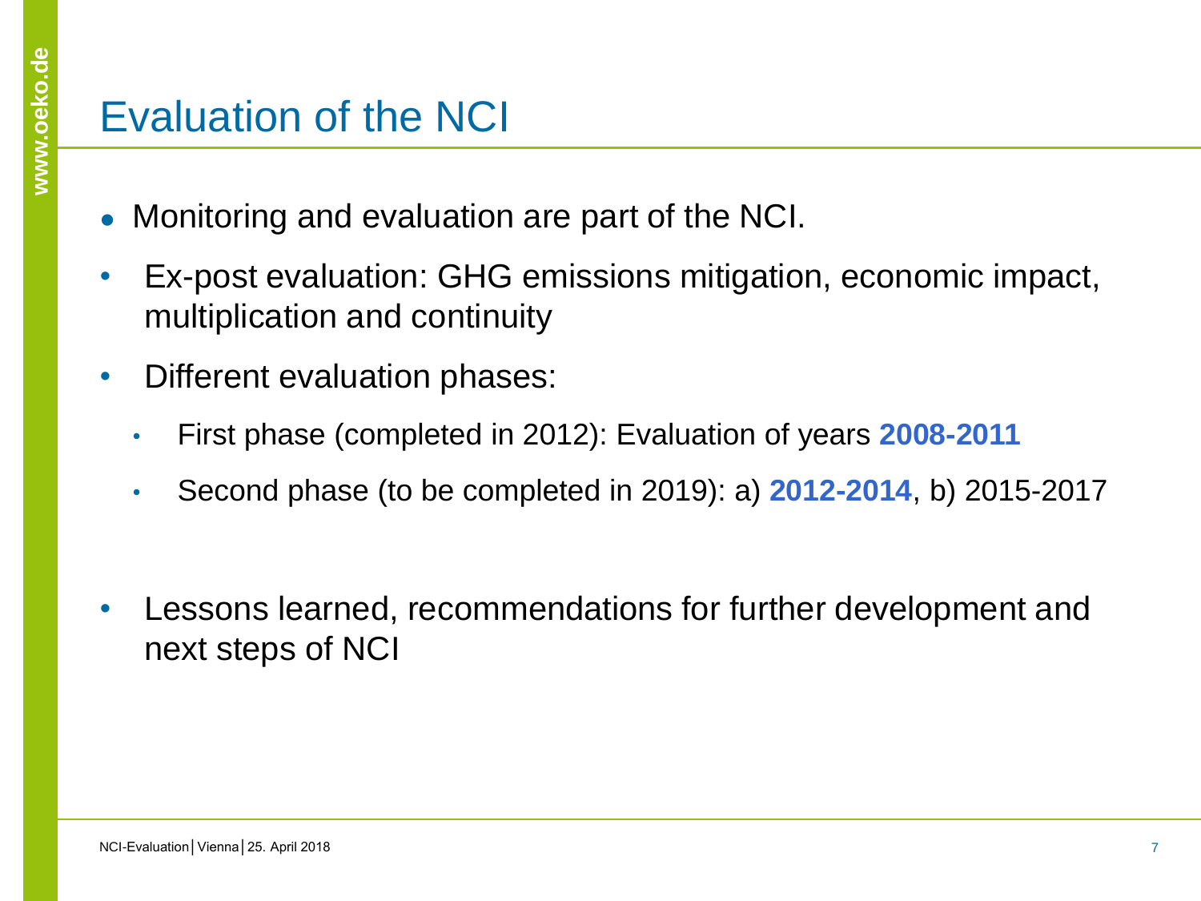# Evaluation of the NCI

- Monitoring and evaluation are part of the NCI.
- Ex-post evaluation: GHG emissions mitigation, economic impact, multiplication and continuity
- Different evaluation phases:
  - First phase (completed in 2012): Evaluation of years **2008-2011**
  - Second phase (to be completed in 2019): a) **2012-2014**, b) 2015-2017
- Lessons learned, recommendations for further development and next steps of NCI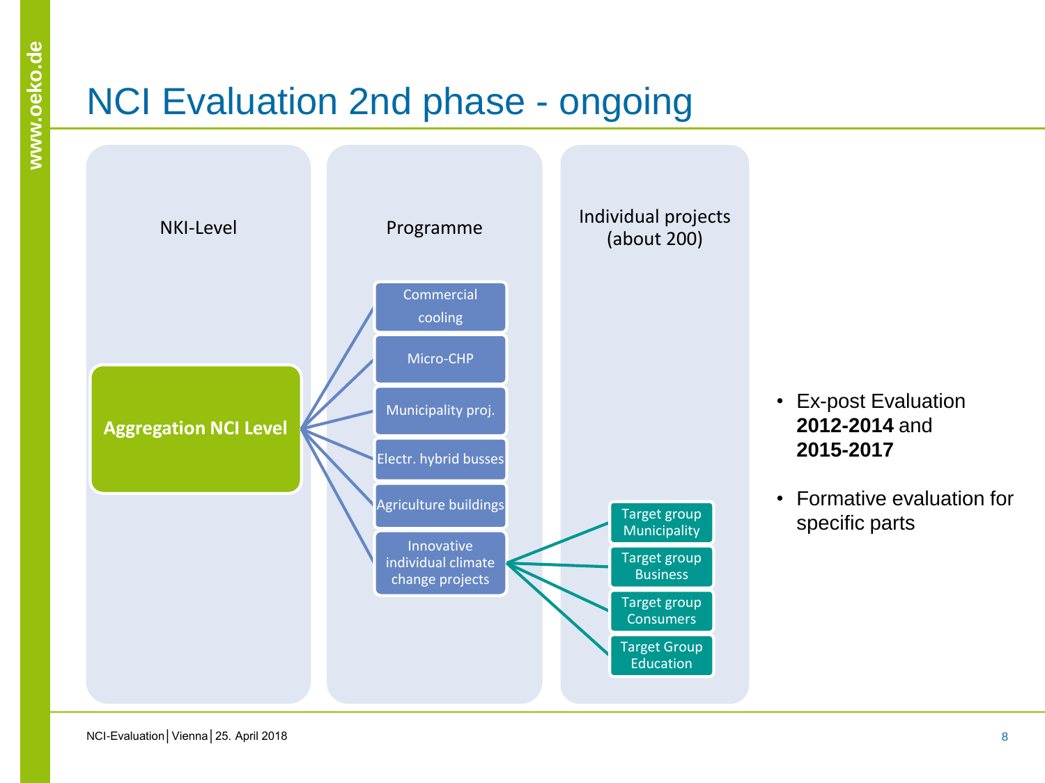# NCI Evaluation 2nd phase - ongoing

**NKI-Level**

- **Aggregation NCI Level**

**Programme**

- Commercial cooling
- Micro-CHP
- Municipality proj.
- Electr. hybrid busses
- Agriculture buildings
- Innovative individual climate change projects

**Individual projects (about 200)**

- Target group Municipality
- Target group Business
- Target group Consumers
- Target Group Education

---

- Ex-post Evaluation **2012-2014** and **2015-2017**
- Formative evaluation for specific parts

NCI-Evaluation | Vienna | 25. April 2018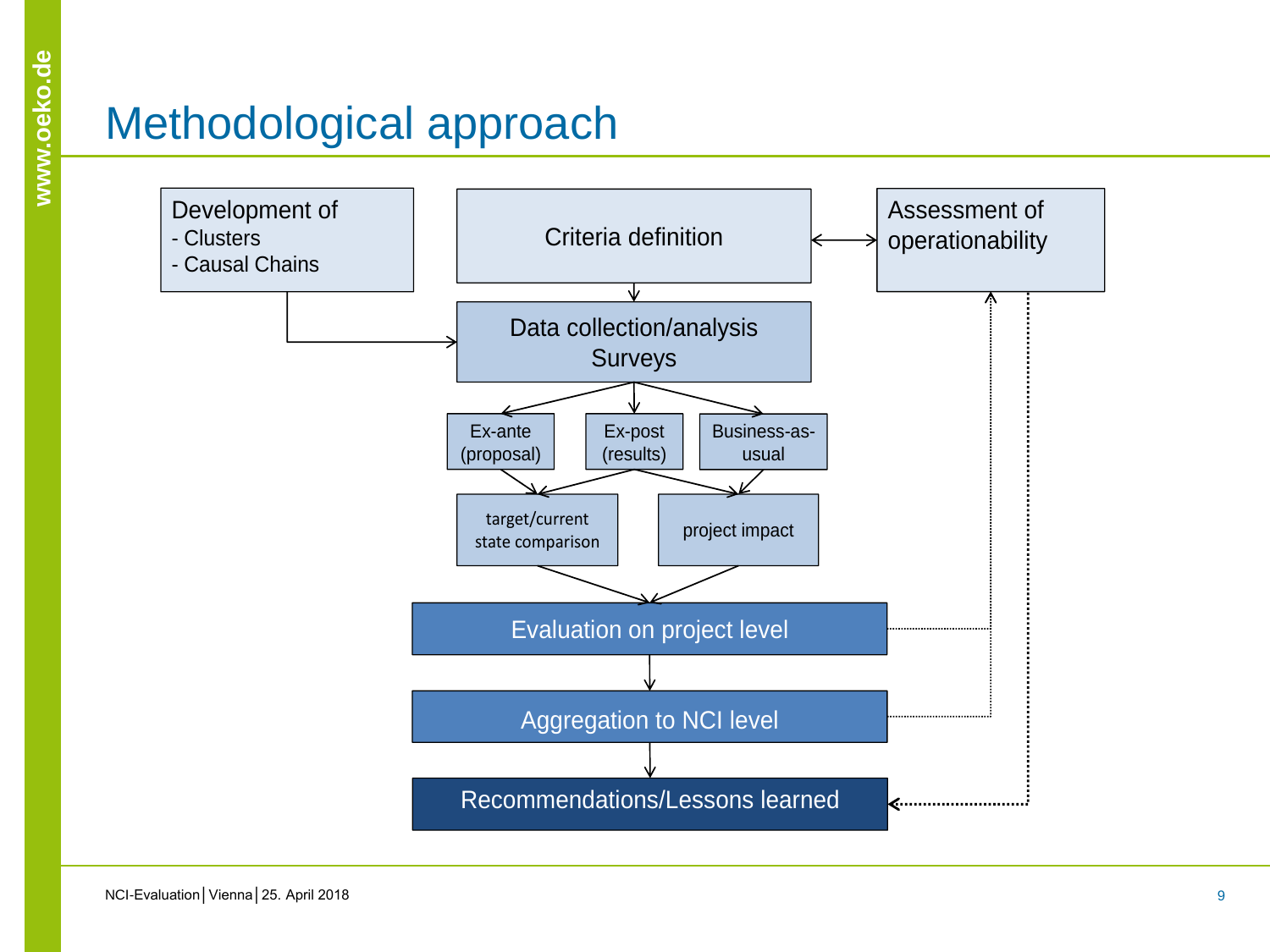# Methodological approach

Development of
- Clusters
- Causal Chains

Criteria definition

Assessment of operationability

Data collection/analysis
Surveys

Ex-ante (proposal)

Ex-post (results)

Business-as-usual

target/current state comparison

project impact

Evaluation on project level

Aggregation to NCI level

Recommendations/Lessons learned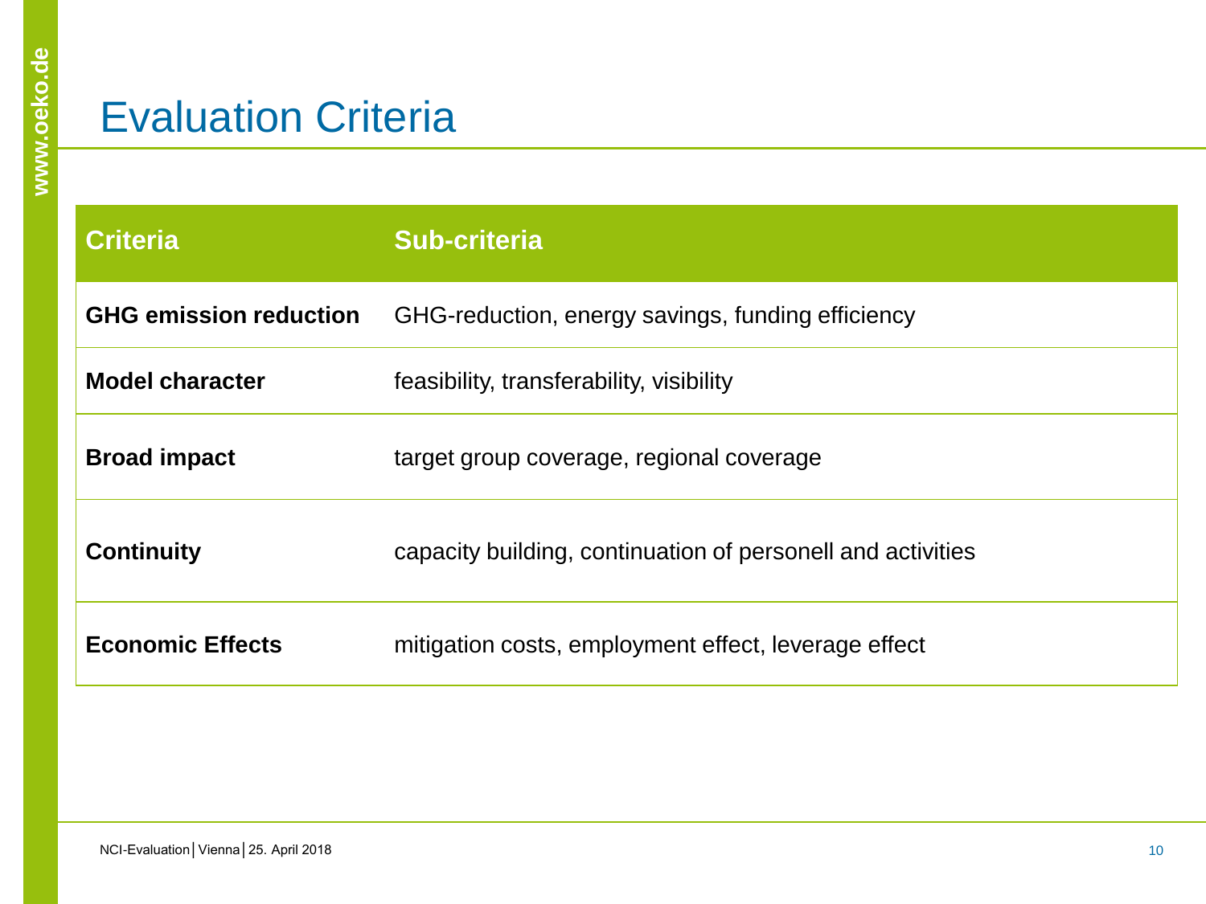# Evaluation Criteria

| Criteria | Sub-criteria |
|---|---|
| **GHG emission reduction** | GHG-reduction, energy savings, funding efficiency |
| **Model character** | feasibility, transferability, visibility |
| **Broad impact** | target group coverage, regional coverage |
| **Continuity** | capacity building, continuation of personell and activities |
| **Economic Effects** | mitigation costs, employment effect, leverage effect |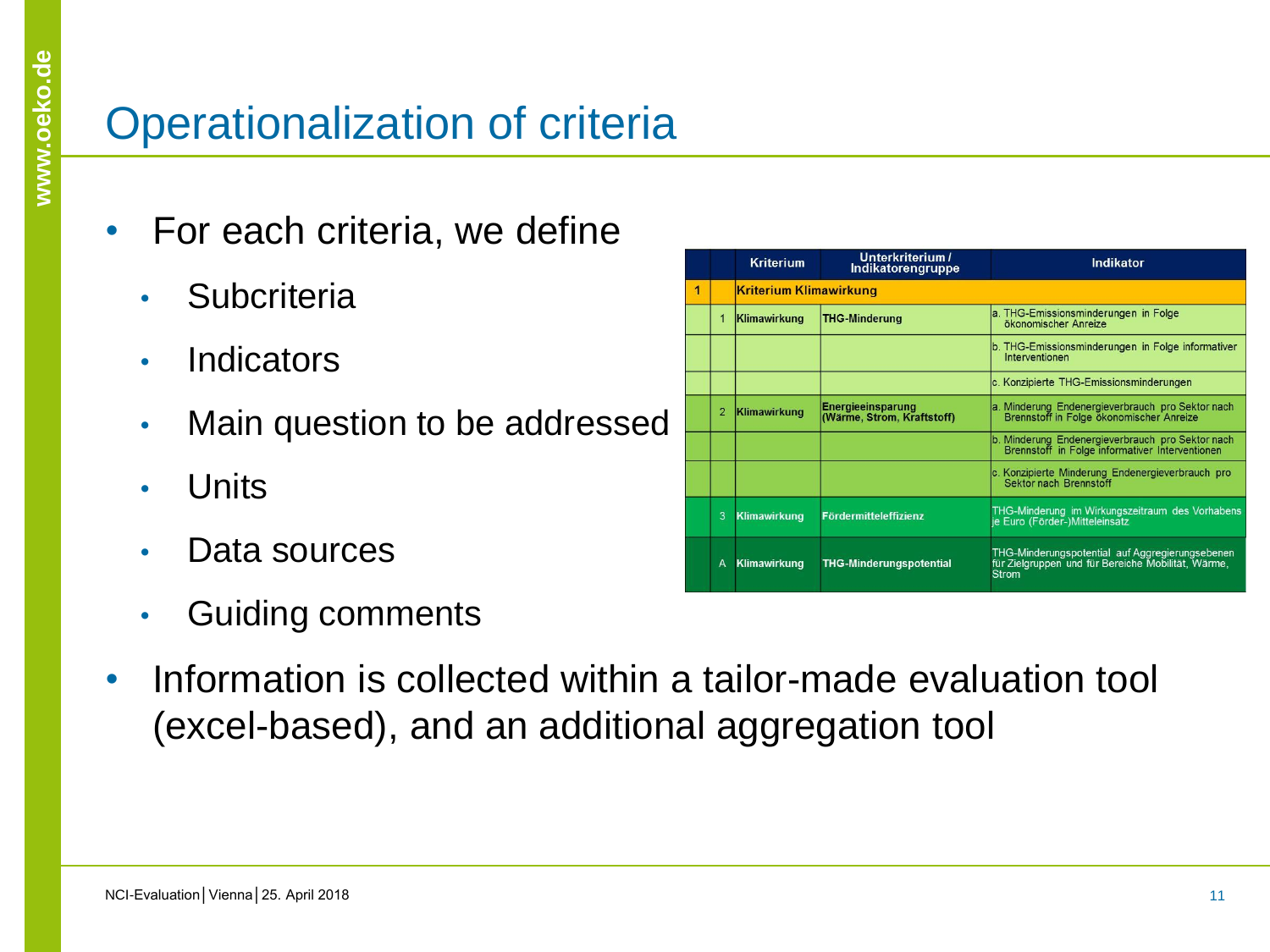# Operationalization of criteria

- For each criteria, we define
  - Subcriteria
  - Indicators
  - Main question to be addressed
  - Units
  - Data sources
  - Guiding comments
- Information is collected within a tailor-made evaluation tool (excel-based), and an additional aggregation tool

| | | Kriterium | Unterkriterium / Indikatorengruppe | Indikator |
|---|---|---|---|---|
| 1 | | Kriterium Klimawirkung | | |
| | 1 | Klimawirkung | THG-Minderung | a. THG-Emissionsminderungen in Folge ökonomischer Anreize |
| | | | | b. THG-Emissionsminderungen in Folge informativer Interventionen |
| | | | | c. Konzipierte THG-Emissionsminderungen |
| | 2 | Klimawirkung | Energieeinsparung (Wärme, Strom, Kraftstoff) | a. Minderung Endenergieverbrauch pro Sektor nach Brennstoff in Folge ökonomischer Anreize |
| | | | | b. Minderung Endenergieverbrauch pro Sektor nach Brennstoff in Folge informativer Interventionen |
| | | | | c. Konzipierte Minderung Endenergieverbrauch pro Sektor nach Brennstoff |
| | 3 | Klimawirkung | Fördermitteleffizienz | THG-Minderung im Wirkungszeitraum des Vorhabens je Euro (Förder-)Mitteleinsatz |
| | A | Klimawirkung | THG-Minderungspotential | THG-Minderungspotential auf Aggregierungsebenen für Zielgruppen und für Bereiche Mobilität, Wärme, Strom |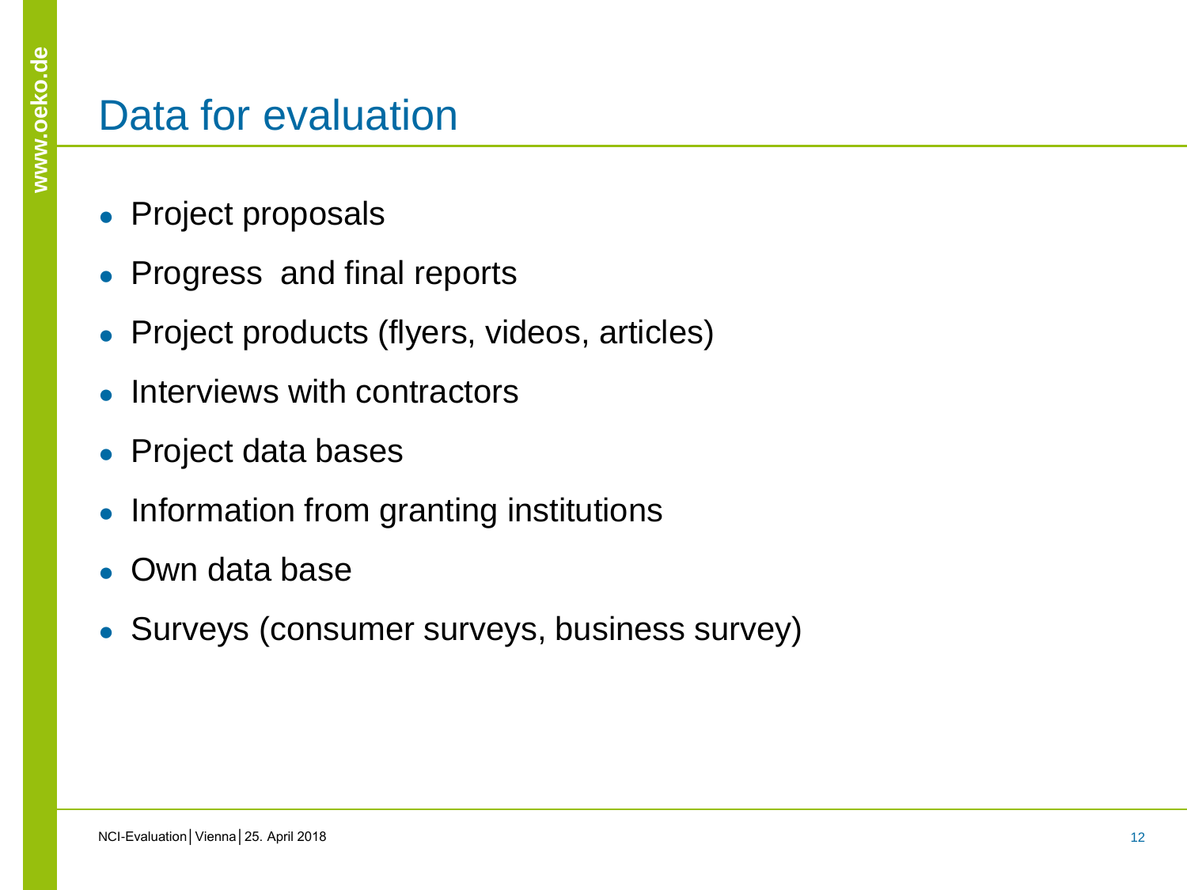# Data for evaluation

- Project proposals
- Progress and final reports
- Project products (flyers, videos, articles)
- Interviews with contractors
- Project data bases
- Information from granting institutions
- Own data base
- Surveys (consumer surveys, business survey)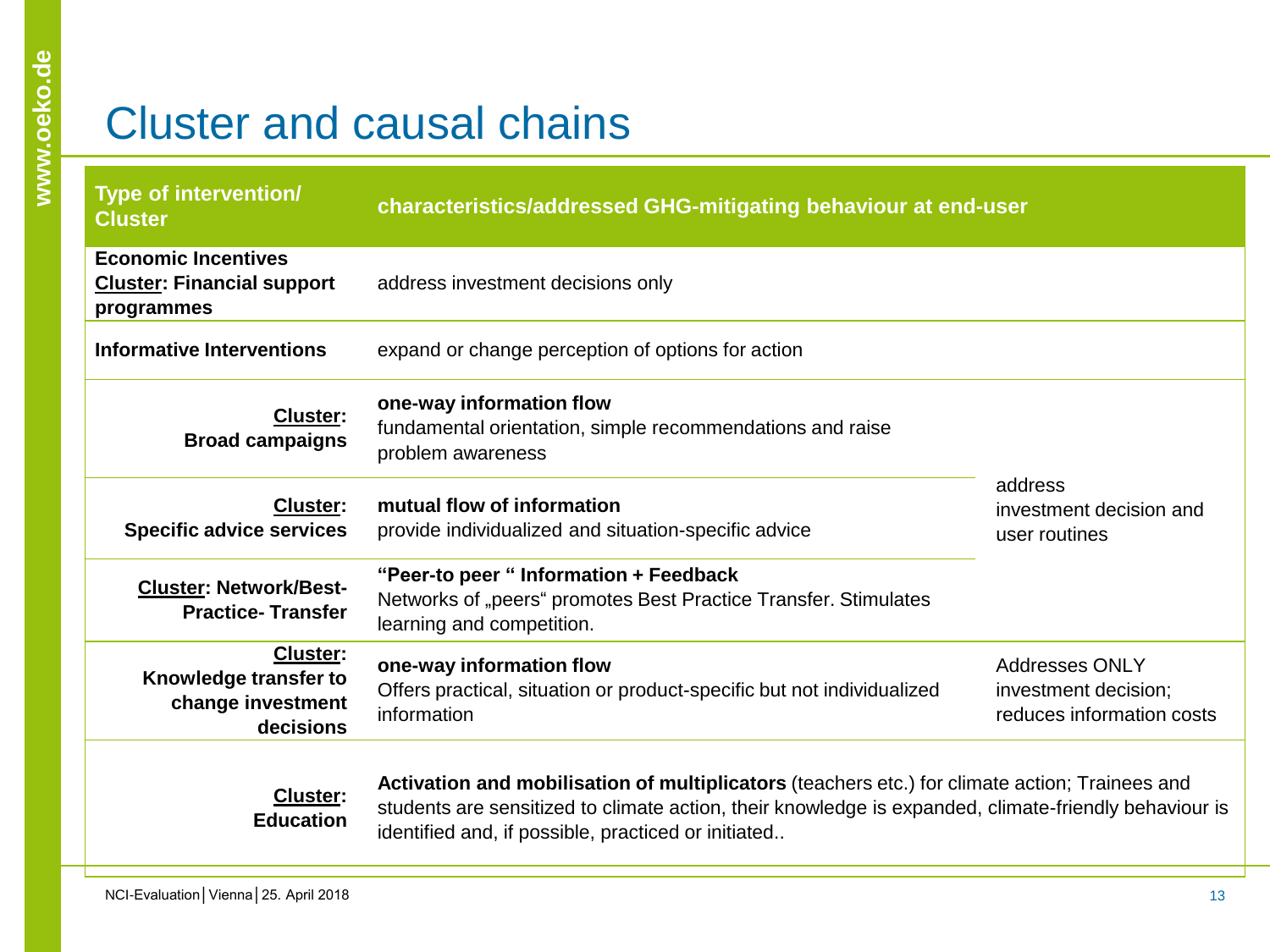# Cluster and causal chains

| Type of intervention/ Cluster | characteristics/addressed GHG-mitigating behaviour at end-user | |
|---|---|---|
| **Economic Incentives** **Cluster: Financial support programmes** | address investment decisions only | |
| **Informative Interventions** | expand or change perception of options for action | |
| **Cluster: Broad campaigns** | **one-way information flow** fundamental orientation, simple recommendations and raise problem awareness | address investment decision and user routines |
| **Cluster: Specific advice services** | **mutual flow of information** provide individualized and situation-specific advice | |
| **Cluster: Network/Best-Practice- Transfer** | **"Peer-to peer " Information + Feedback** Networks of „peers" promotes Best Practice Transfer. Stimulates learning and competition. | |
| **Cluster: Knowledge transfer to change investment decisions** | **one-way information flow** Offers practical, situation or product-specific but not individualized information | Addresses ONLY investment decision; reduces information costs |
| **Cluster: Education** | **Activation and mobilisation of multiplicators** (teachers etc.) for climate action; Trainees and students are sensitized to climate action, their knowledge is expanded, climate-friendly behaviour is identified and, if possible, practiced or initiated.. | |

NCI-Evaluation | Vienna | 25. April 2018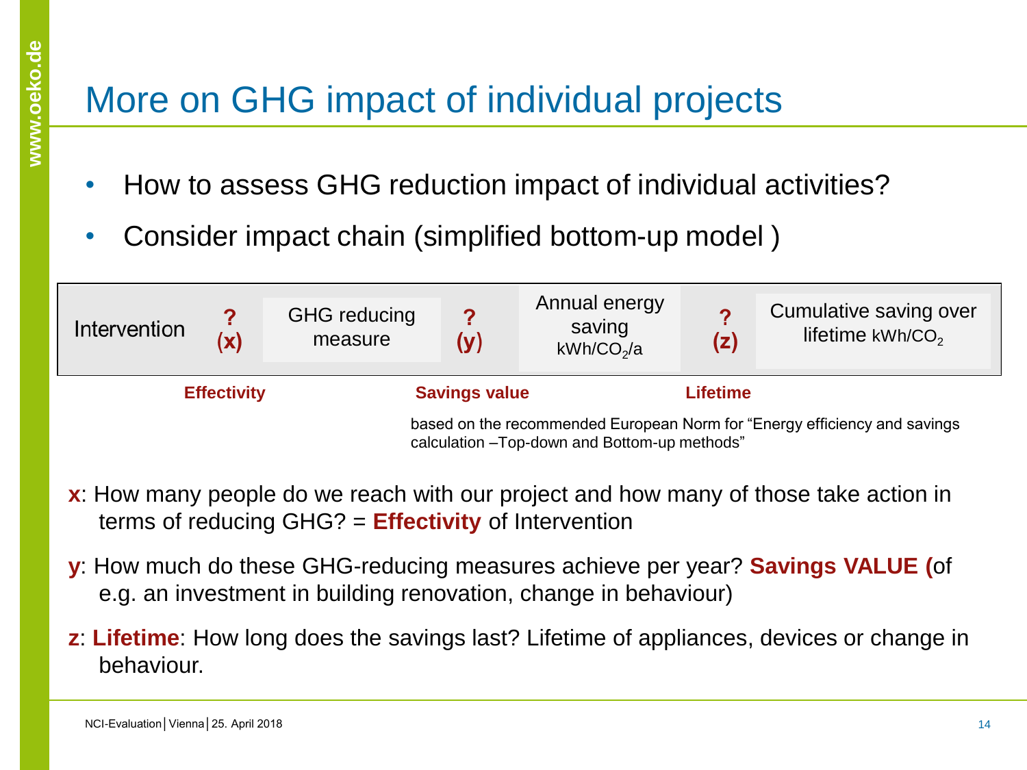# More on GHG impact of individual projects

- How to assess GHG reduction impact of individual activities?
- Consider impact chain (simplified bottom-up model )

| Intervention | ? (x) | GHG reducing measure | ? (y) | Annual energy saving kWh/$CO_2$/a | ? (z) | Cumulative saving over lifetime kWh/$CO_2$ |
|---|---|---|---|---|---|---|
| | **Effectivity** | | **Savings value** | | **Lifetime** | |

based on the recommended European Norm for “Energy efficiency and savings calculation –Top-down and Bottom-up methods”

**x**: How many people do we reach with our project and how many of those take action in terms of reducing GHG? = **Effectivity** of Intervention

**y**: How much do these GHG-reducing measures achieve per year? **Savings VALUE (**of e.g. an investment in building renovation, change in behaviour)

**z**: **Lifetime**: How long does the savings last? Lifetime of appliances, devices or change in behaviour.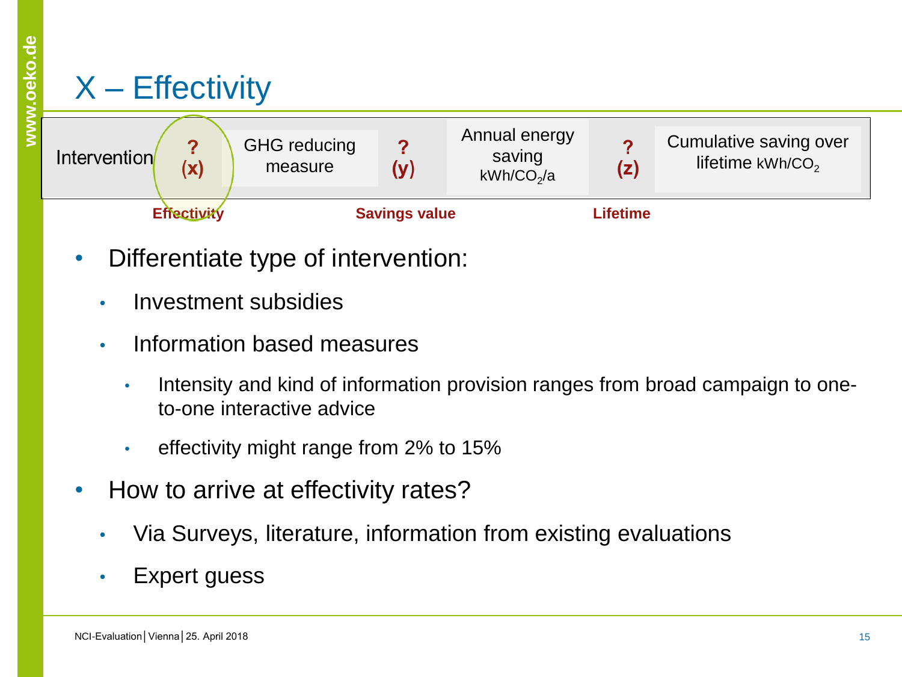# X – Effectivity

| Intervention | ? (x) | GHG reducing measure | ? (y) | Annual energy saving kWh/$CO_2$/a | ? (z) | Cumulative saving over lifetime kWh/$CO_2$ |
|---|---|---|---|---|---|---|
| | Effectivity | | Savings value | | Lifetime | |

- Differentiate type of intervention:
  - Investment subsidies
  - Information based measures
    - Intensity and kind of information provision ranges from broad campaign to one-to-one interactive advice
    - effectivity might range from 2% to 15%
- How to arrive at effectivity rates?
  - Via Surveys, literature, information from existing evaluations
  - Expert guess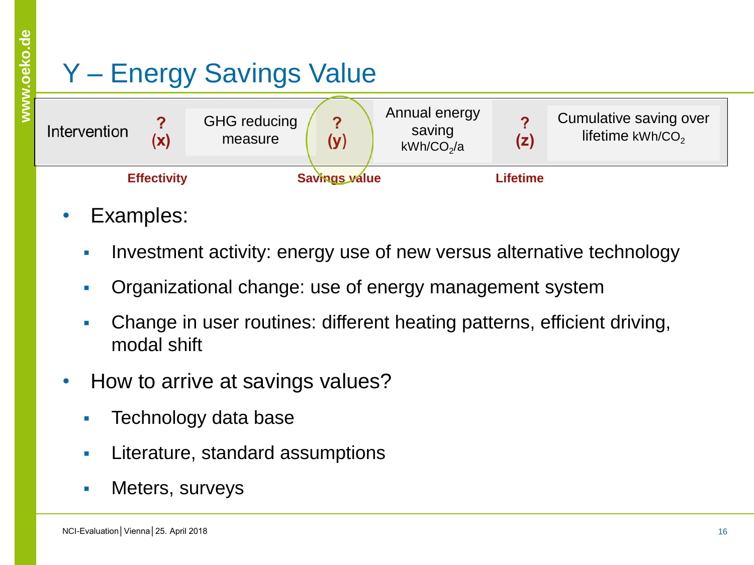# Y – Energy Savings Value

| Intervention | ? (x) | GHG reducing measure | ? (y) | Annual energy saving kWh/$CO_2$/a | ? (z) | Cumulative saving over lifetime kWh/$CO_2$ |
|---|---|---|---|---|---|---|
| | Effectivity | | Savings value | | Lifetime | |

- Examples:
  - Investment activity: energy use of new versus alternative technology
  - Organizational change: use of energy management system
  - Change in user routines: different heating patterns, efficient driving, modal shift
- How to arrive at savings values?
  - Technology data base
  - Literature, standard assumptions
  - Meters, surveys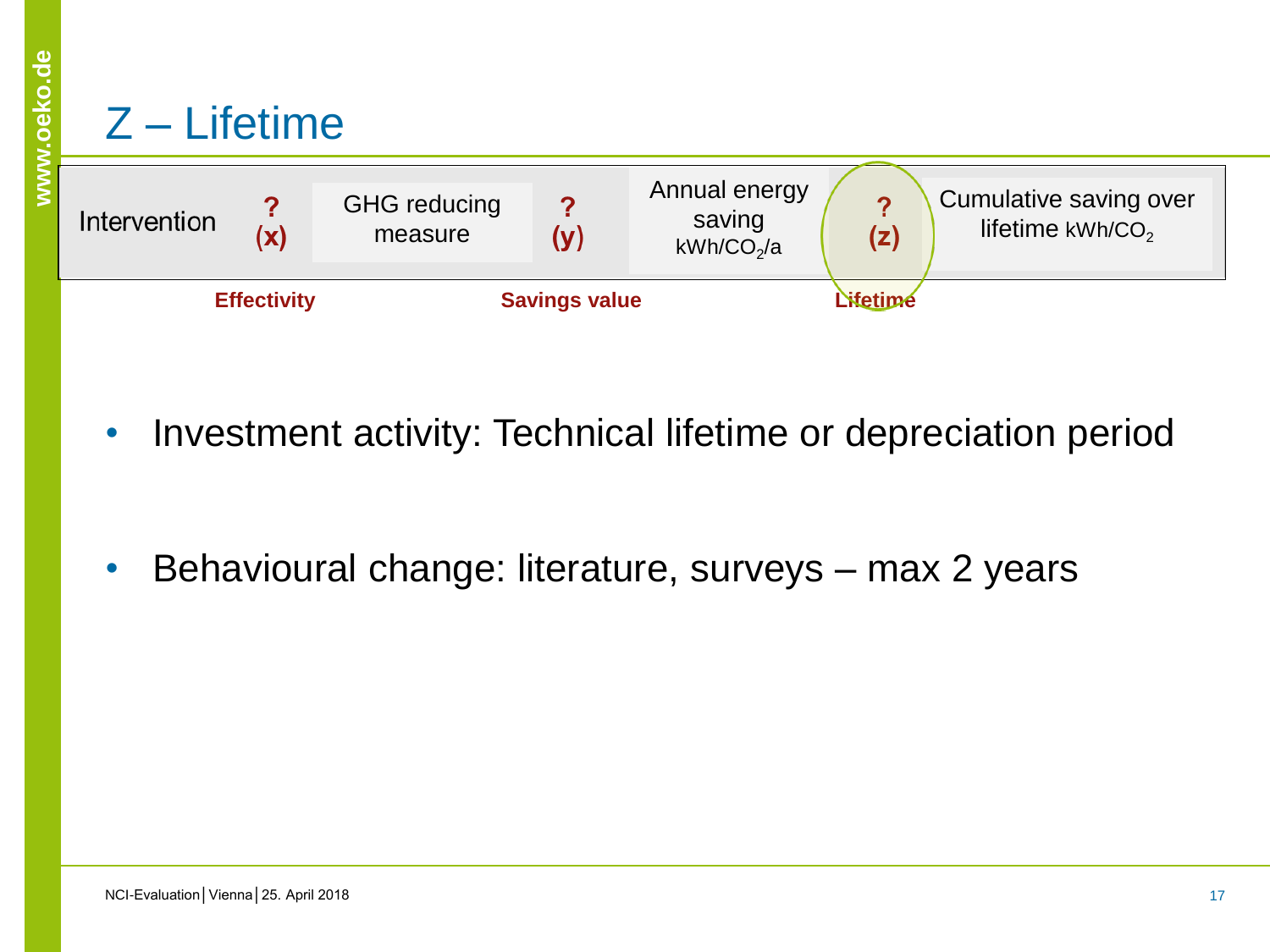# Z – Lifetime

| Intervention | ? (x) | GHG reducing measure | ? (y) | Annual energy saving kWh/$CO_2$/a | ? (z) | Cumulative saving over lifetime kWh/$CO_2$ |
|---|---|---|---|---|---|---|
| | Effectivity | | Savings value | | Lifetime | |

- Investment activity: Technical lifetime or depreciation period
- Behavioural change: literature, surveys – max 2 years

NCI-Evaluation | Vienna | 25. April 2018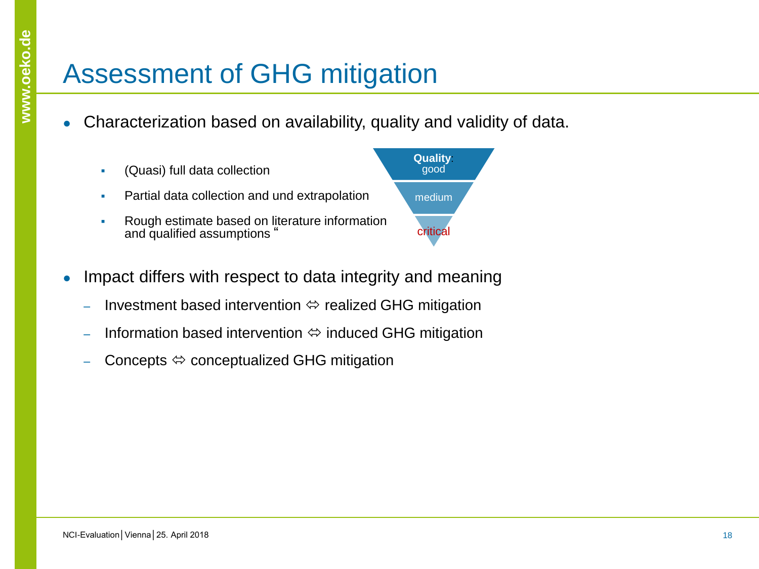# Assessment of GHG mitigation

- Characterization based on availability, quality and validity of data.
  - (Quasi) full data collection
  - Partial data collection and und extrapolation
  - Rough estimate based on literature information and qualified assumptions "

**Quality**: good

medium

critical

- Impact differs with respect to data integrity and meaning
  - Investment based intervention ⇔ realized GHG mitigation
  - Information based intervention ⇔ induced GHG mitigation
  - Concepts ⇔ conceptualized GHG mitigation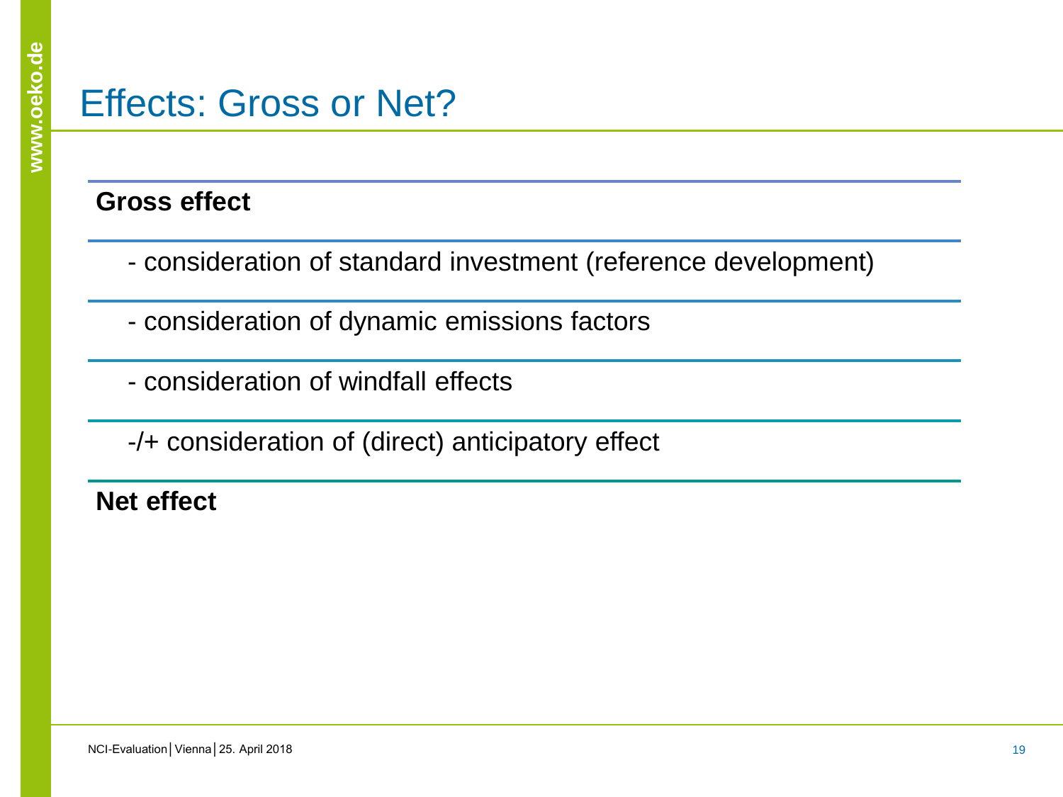# Effects: Gross or Net?

**Gross effect**

- consideration of standard investment (reference development)

- consideration of dynamic emissions factors

- consideration of windfall effects

-/+ consideration of (direct) anticipatory effect

**Net effect**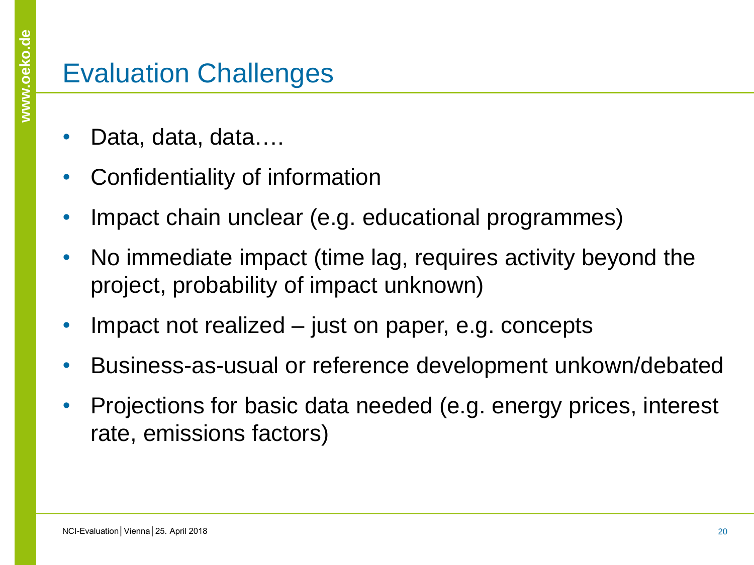# Evaluation Challenges

- Data, data, data….
- Confidentiality of information
- Impact chain unclear (e.g. educational programmes)
- No immediate impact (time lag, requires activity beyond the project, probability of impact unknown)
- Impact not realized – just on paper, e.g. concepts
- Business-as-usual or reference development unkown/debated
- Projections for basic data needed (e.g. energy prices, interest rate, emissions factors)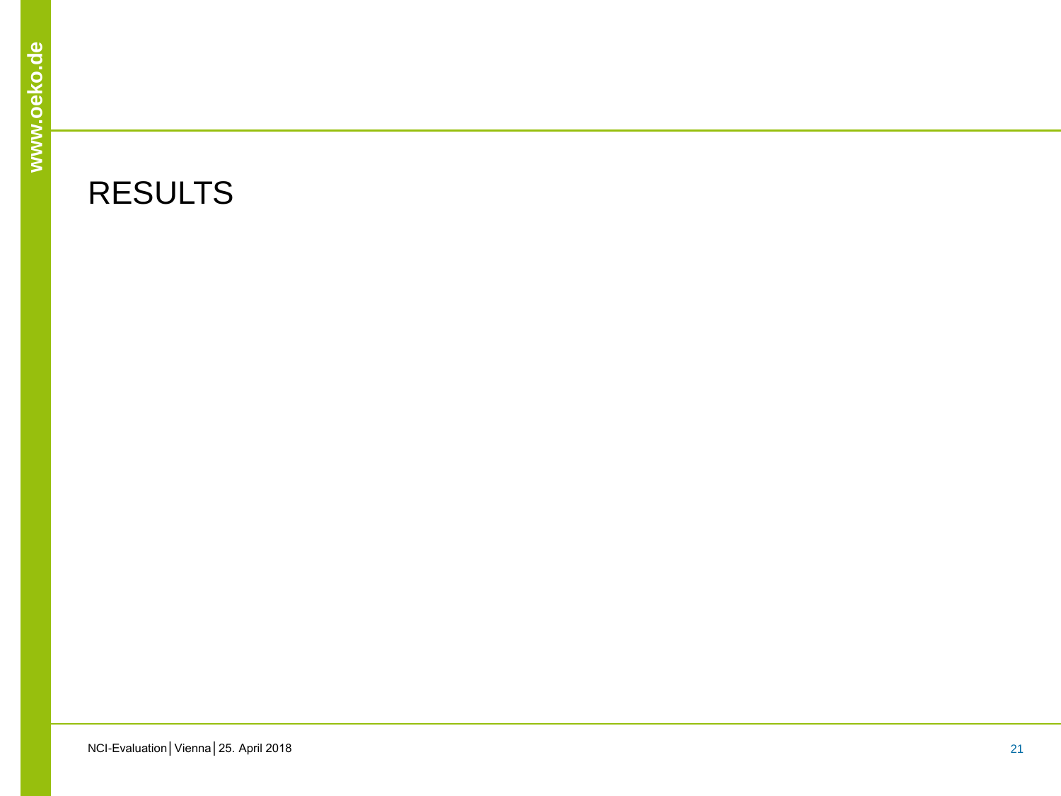# RESULTS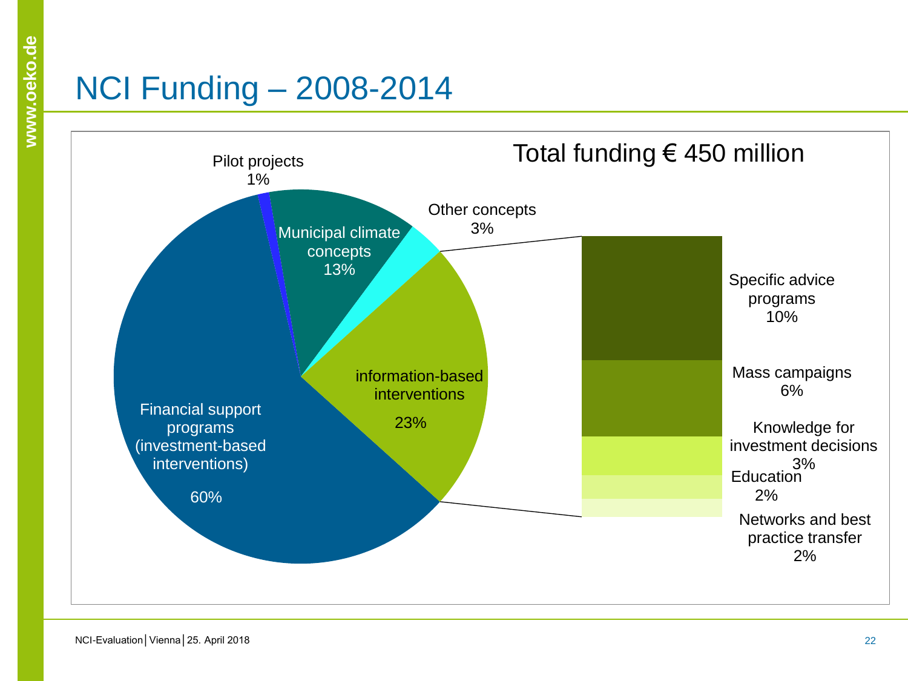# NCI Funding – 2008-2014

Total funding € 450 million

Pilot projects 1%

Municipal climate concepts 13%

Other concepts 3%

information-based interventions 23%

Financial support programs (investment-based interventions) 60%

Specific advice programs 10%

Mass campaigns 6%

Knowledge for investment decisions 3%

Education 2%

Networks and best practice transfer 2%

NCI-Evaluation│Vienna│25. April 2018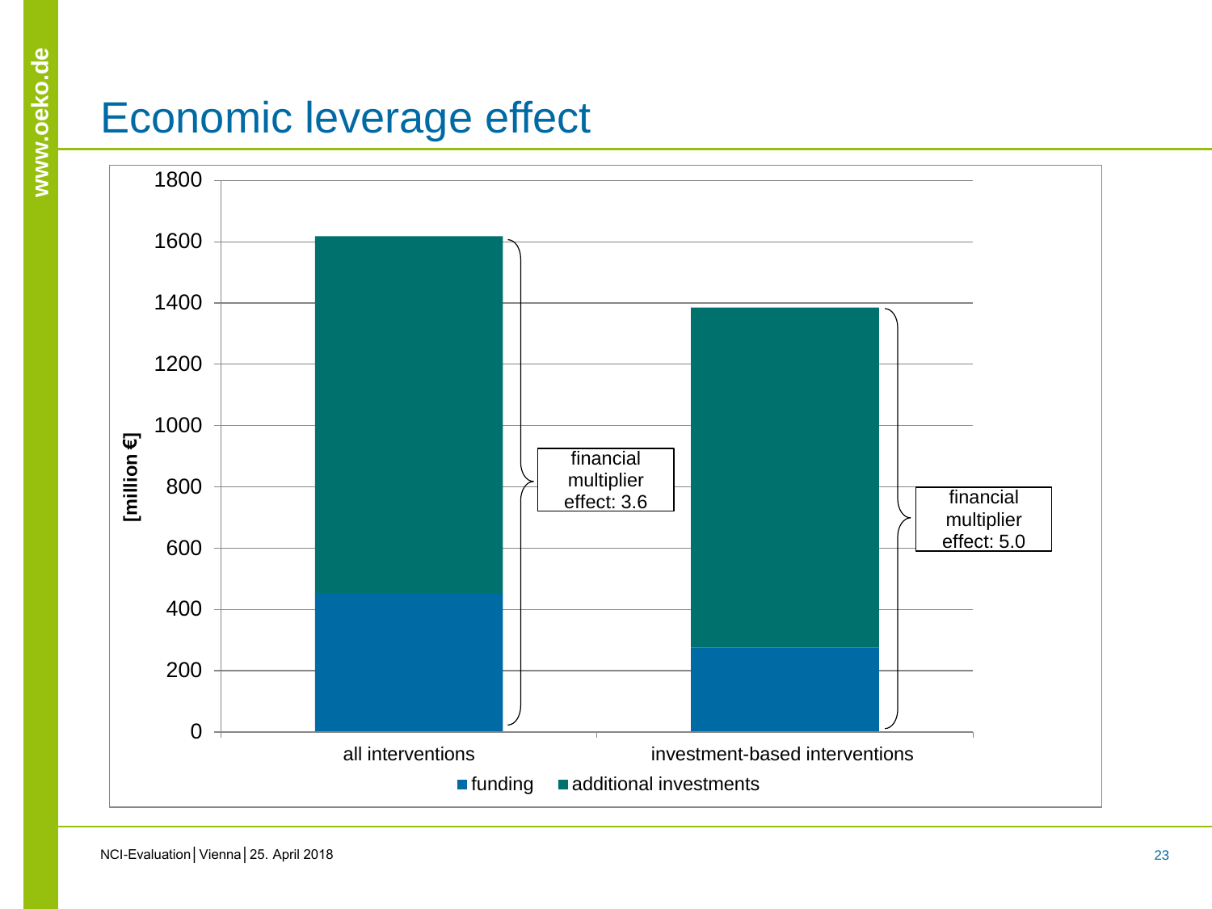# Economic leverage effect

[million €]

| | funding | additional investments | financial multiplier effect |
|---|---|---|---|
| all interventions | | | 3.6 |
| investment-based interventions | | | 5.0 |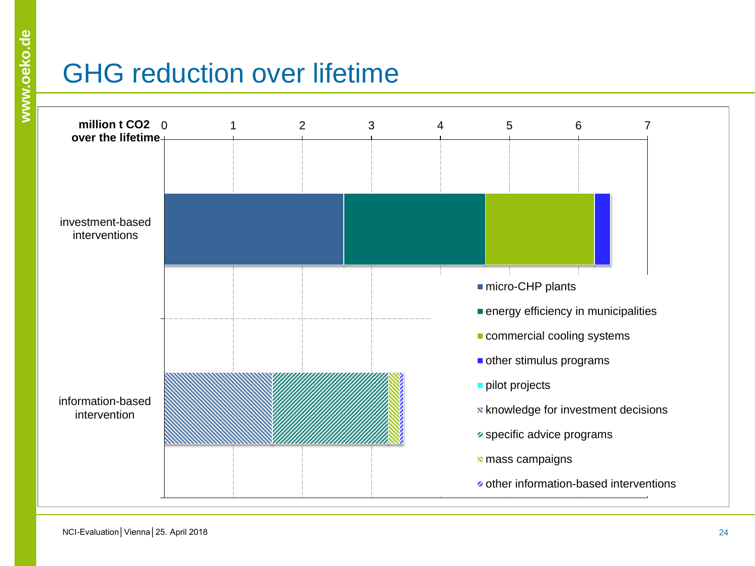# GHG reduction over lifetime

million t CO2 over the lifetime

0 1 2 3 4 5 6 7

investment-based interventions

information-based intervention

- micro-CHP plants
- energy efficiency in municipalities
- commercial cooling systems
- other stimulus programs
- pilot projects
- knowledge for investment decisions
- specific advice programs
- mass campaigns
- other information-based interventions

NCI-Evaluation | Vienna | 25. April 2018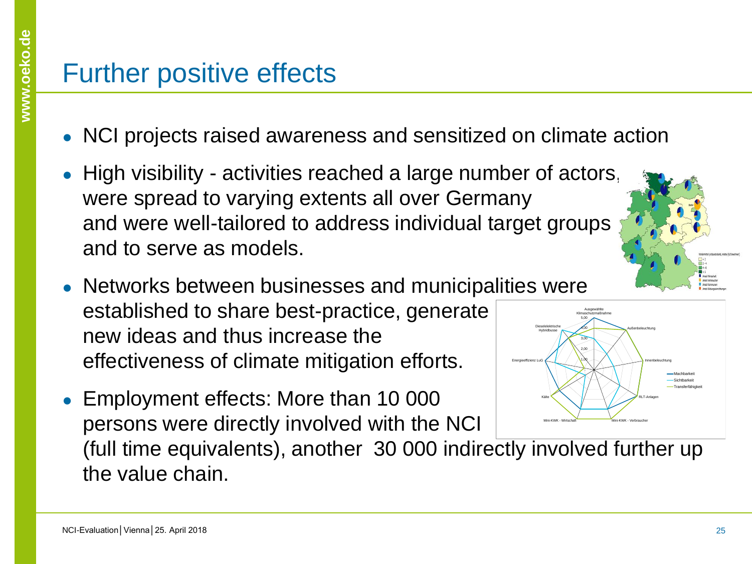# Further positive effects

- NCI projects raised awareness and sensitized on climate action
- High visibility - activities reached a large number of actors, were spread to varying extents all over Germany and were well-tailored to address individual target groups and to serve as models.
- Networks between businesses and municipalities were established to share best-practice, generate new ideas and thus increase the effectiveness of climate mitigation efforts.
- Employment effects: More than 10 000 persons were directly involved with the NCI (full time equivalents), another 30 000 indirectly involved further up the value chain.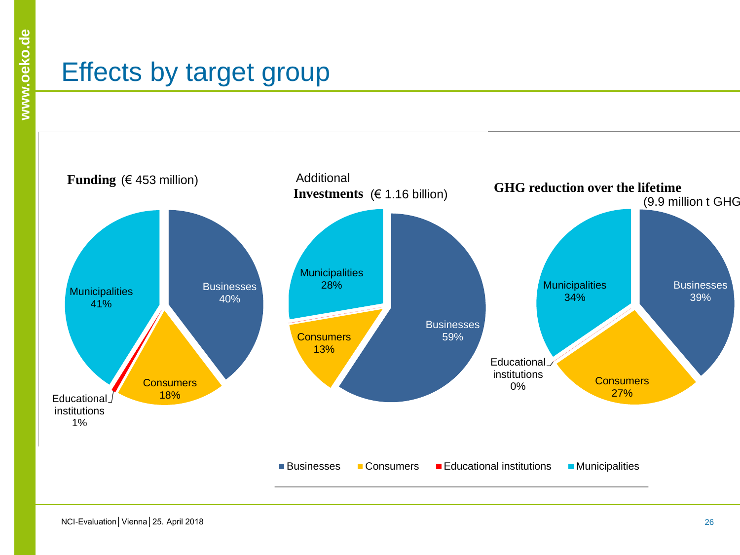# Effects by target group

**Funding** (€ 453 million)

- Municipalities 41%
- Businesses 40%
- Consumers 18%
- Educational institutions 1%

Additional **Investments** (€ 1.16 billion)

- Municipalities 28%
- Businesses 59%
- Consumers 13%

**GHG reduction over the lifetime** (9.9 million t GHG

- Municipalities 34%
- Businesses 39%
- Consumers 27%
- Educational institutions 0%

Legend: Businesses, Consumers, Educational institutions, Municipalities

NCI-Evaluation | Vienna | 25. April 2018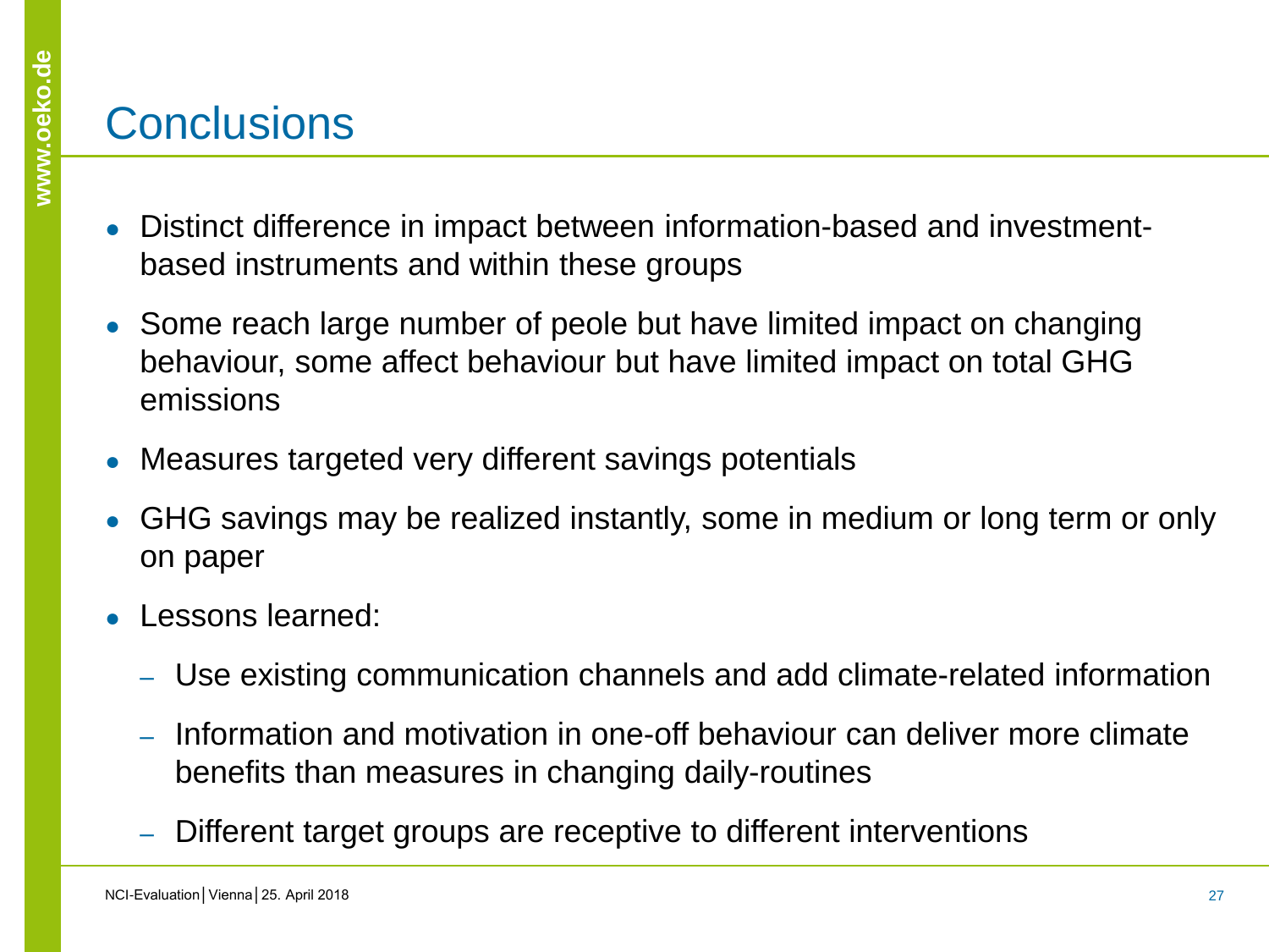# Conclusions

- Distinct difference in impact between information-based and investment-based instruments and within these groups
- Some reach large number of peole but have limited impact on changing behaviour, some affect behaviour but have limited impact on total GHG emissions
- Measures targeted very different savings potentials
- GHG savings may be realized instantly, some in medium or long term or only on paper
- Lessons learned:
  - Use existing communication channels and add climate-related information
  - Information and motivation in one-off behaviour can deliver more climate benefits than measures in changing daily-routines
  - Different target groups are receptive to different interventions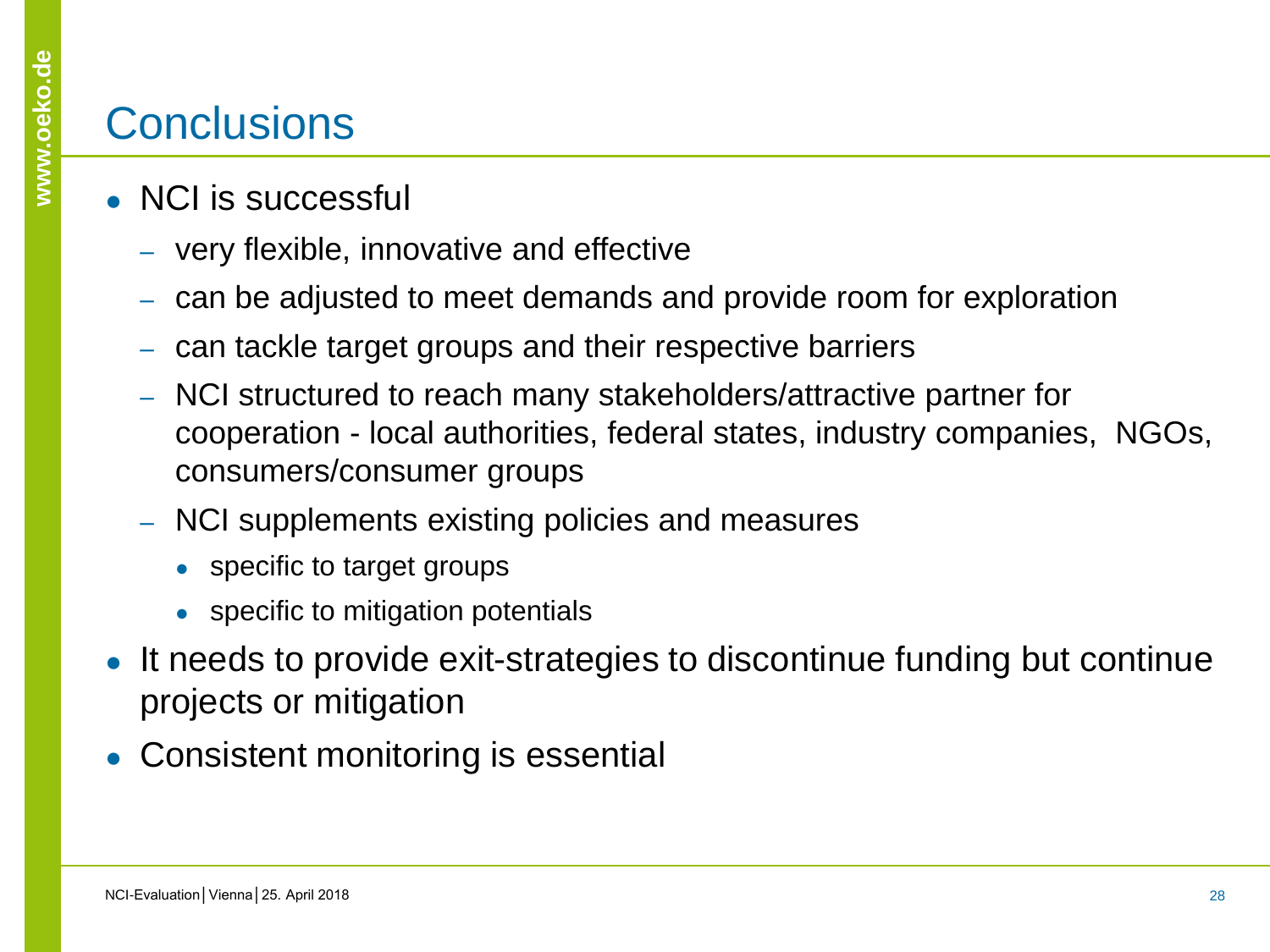# Conclusions

- NCI is successful
  - very flexible, innovative and effective
  - can be adjusted to meet demands and provide room for exploration
  - can tackle target groups and their respective barriers
  - NCI structured to reach many stakeholders/attractive partner for cooperation - local authorities, federal states, industry companies, NGOs, consumers/consumer groups
  - NCI supplements existing policies and measures
    - specific to target groups
    - specific to mitigation potentials
- It needs to provide exit-strategies to discontinue funding but continue projects or mitigation
- Consistent monitoring is essential